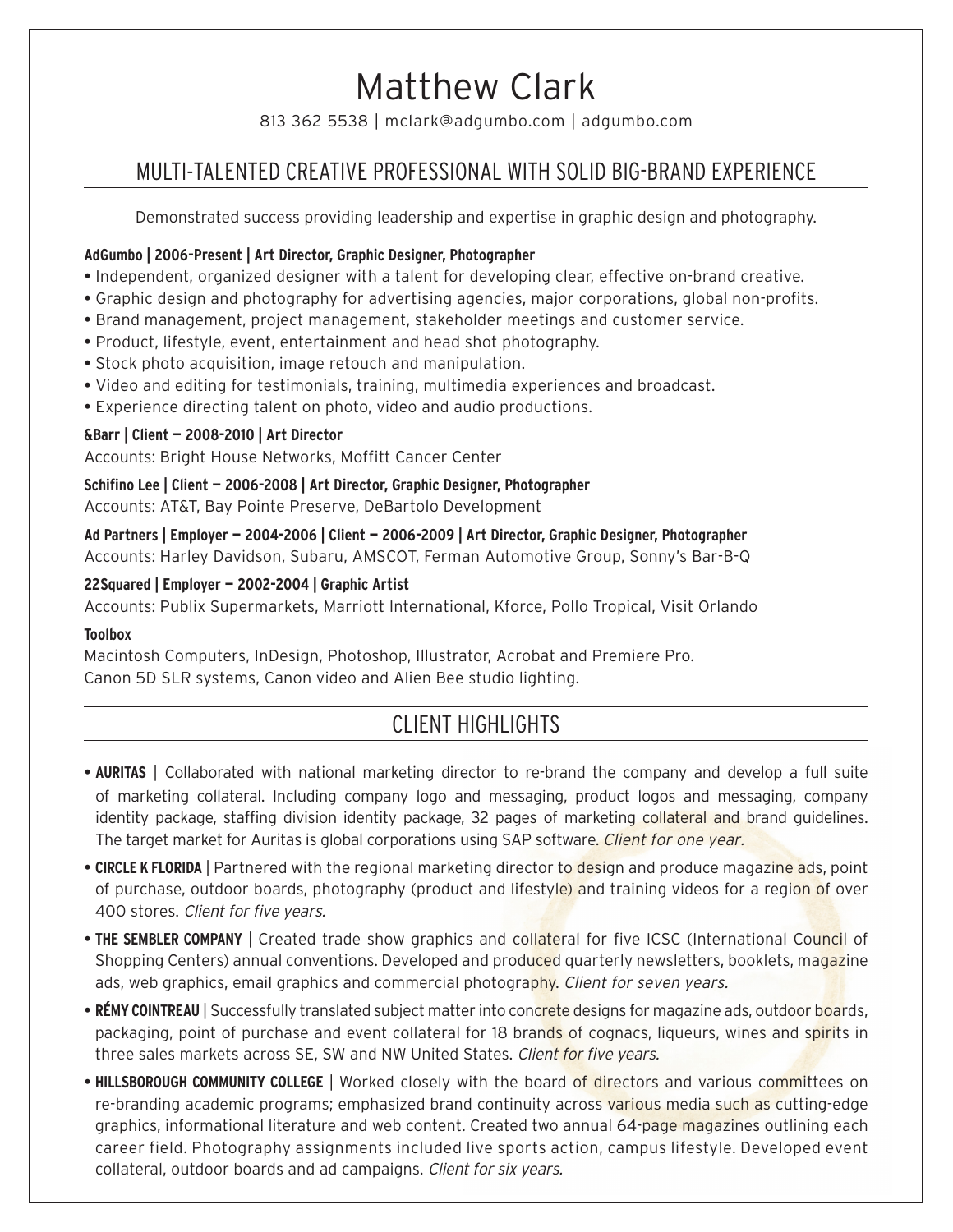# Matthew Clark

813 362 5538 | mclark@adgumbo.com | adgumbo.com

## MULTI-TALENTED CREATIVE PROFESSIONAL WITH SOLID BIG-BRAND EXPERIENCE

Demonstrated success providing leadership and expertise in graphic design and photography.

**AdGumbo | 2006-Present | Art Director, Graphic Designer, Photographer**

- Independent, organized designer with a talent for developing clear, effective on-brand creative.
- Graphic design and photography for advertising agencies, major corporations, global non-profits.
- Brand management, project management, stakeholder meetings and customer service.
- Product, lifestyle, event, entertainment and head shot photography.
- Stock photo acquisition, image retouch and manipulation.
- Video and editing for testimonials, training, multimedia experiences and broadcast.
- Experience directing talent on photo, video and audio productions.

**&Barr | Client — 2008-2010 | Art Director**
Accounts: Bright House Networks, Moffitt Cancer Center

**Schifino Lee | Client — 2006-2008 | Art Director, Graphic Designer, Photographer**
Accounts: AT&T, Bay Pointe Preserve, DeBartolo Development

**Ad Partners | Employer — 2004-2006 | Client — 2006-2009 | Art Director, Graphic Designer, Photographer**
Accounts: Harley Davidson, Subaru, AMSCOT, Ferman Automotive Group, Sonny's Bar-B-Q

**22Squared | Employer — 2002-2004 | Graphic Artist**
Accounts: Publix Supermarkets, Marriott International, Kforce, Pollo Tropical, Visit Orlando

**Toolbox**
Macintosh Computers, InDesign, Photoshop, Illustrator, Acrobat and Premiere Pro.
Canon 5D SLR systems, Canon video and Alien Bee studio lighting.

## CLIENT HIGHLIGHTS

- **AURITAS** | Collaborated with national marketing director to re-brand the company and develop a full suite of marketing collateral. Including company logo and messaging, product logos and messaging, company identity package, staffing division identity package, 32 pages of marketing collateral and brand guidelines. The target market for Auritas is global corporations using SAP software. *Client for one year.*
- **CIRCLE K FLORIDA** | Partnered with the regional marketing director to design and produce magazine ads, point of purchase, outdoor boards, photography (product and lifestyle) and training videos for a region of over 400 stores. *Client for five years.*
- **THE SEMBLER COMPANY** | Created trade show graphics and collateral for five ICSC (International Council of Shopping Centers) annual conventions. Developed and produced quarterly newsletters, booklets, magazine ads, web graphics, email graphics and commercial photography. *Client for seven years.*
- **RÉMY COINTREAU** | Successfully translated subject matter into concrete designs for magazine ads, outdoor boards, packaging, point of purchase and event collateral for 18 brands of cognacs, liqueurs, wines and spirits in three sales markets across SE, SW and NW United States. *Client for five years.*
- **HILLSBOROUGH COMMUNITY COLLEGE** | Worked closely with the board of directors and various committees on re-branding academic programs; emphasized brand continuity across various media such as cutting-edge graphics, informational literature and web content. Created two annual 64-page magazines outlining each career field. Photography assignments included live sports action, campus lifestyle. Developed event collateral, outdoor boards and ad campaigns. *Client for six years.*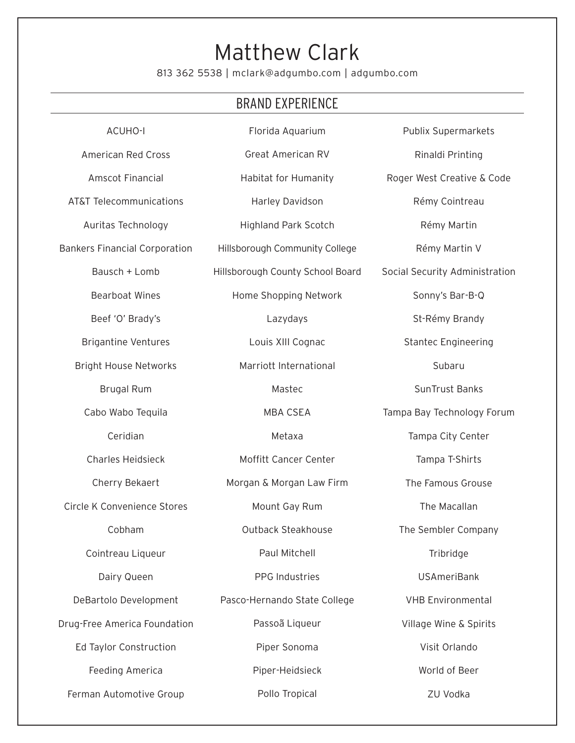# Matthew Clark

813 362 5538 | mclark@adgumbo.com | adgumbo.com

## BRAND EXPERIENCE

- ACUHO-I
- American Red Cross
- Amscot Financial
- AT&T Telecommunications
- Auritas Technology
- Bankers Financial Corporation
- Bausch + Lomb
- Bearboat Wines
- Beef 'O' Brady's
- Brigantine Ventures
- Bright House Networks
- Brugal Rum
- Cabo Wabo Tequila
- Ceridian
- Charles Heidsieck
- Cherry Bekaert
- Circle K Convenience Stores
- Cobham
- Cointreau Liqueur
- Dairy Queen
- DeBartolo Development
- Drug-Free America Foundation
- Ed Taylor Construction
- Feeding America
- Ferman Automotive Group
- Florida Aquarium
- Great American RV
- Habitat for Humanity
- Harley Davidson
- Highland Park Scotch
- Hillsborough Community College
- Hillsborough County School Board
- Home Shopping Network
- Lazydays
- Louis XIII Cognac
- Marriott International
- Mastec
- MBA CSEA
- Metaxa
- Moffitt Cancer Center
- Morgan & Morgan Law Firm
- Mount Gay Rum
- Outback Steakhouse
- Paul Mitchell
- PPG Industries
- Pasco-Hernando State College
- Passoã Liqueur
- Piper Sonoma
- Piper-Heidsieck
- Pollo Tropical
- Publix Supermarkets
- Rinaldi Printing
- Roger West Creative & Code
- Rémy Cointreau
- Rémy Martin
- Rémy Martin V
- Social Security Administration
- Sonny's Bar-B-Q
- St-Rémy Brandy
- Stantec Engineering
- Subaru
- SunTrust Banks
- Tampa Bay Technology Forum
- Tampa City Center
- Tampa T-Shirts
- The Famous Grouse
- The Macallan
- The Sembler Company
- Tribridge
- USAmeriBank
- VHB Environmental
- Village Wine & Spirits
- Visit Orlando
- World of Beer
- ZU Vodka